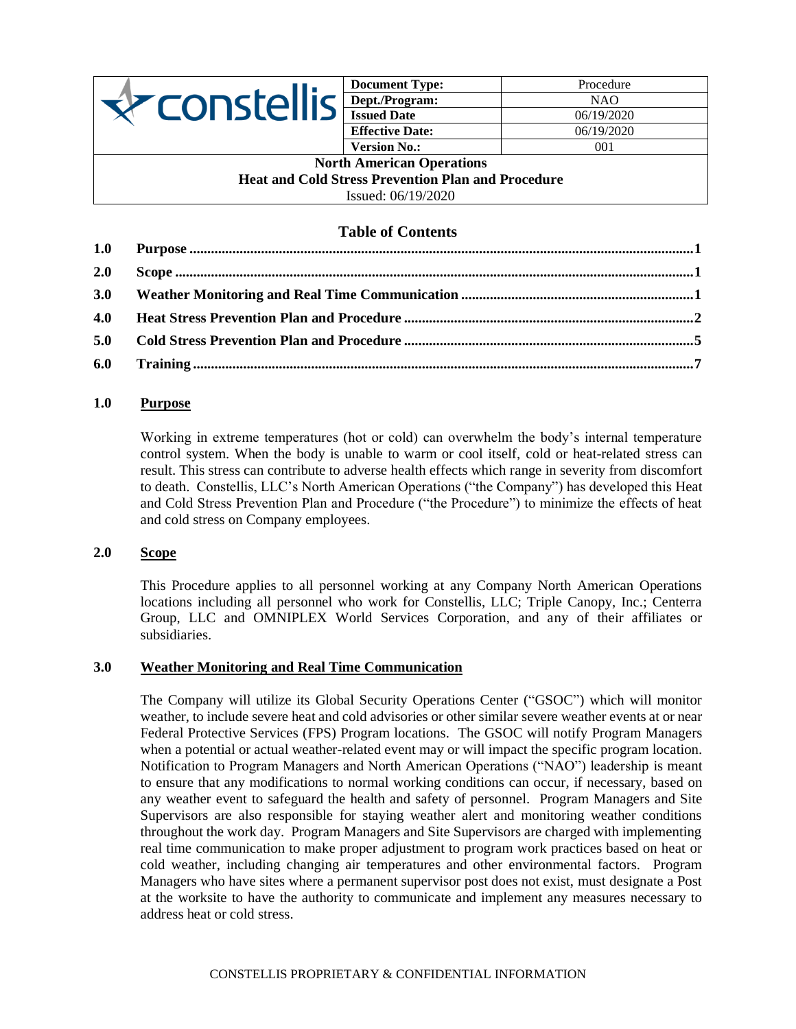| constellis | Document Type: | Procedure |
|---|---|---|
| | Dept./Program: | NAO |
| | Issued Date | 06/19/2020 |
| | Effective Date: | 06/19/2020 |
| | Version No.: | 001 |

**North American Operations**
**Heat and Cold Stress Prevention Plan and Procedure**
Issued: 06/19/2020

## Table of Contents

1.0 Purpose ..... 1
2.0 Scope ..... 1
3.0 Weather Monitoring and Real Time Communication ..... 1
4.0 Heat Stress Prevention Plan and Procedure ..... 2
5.0 Cold Stress Prevention Plan and Procedure ..... 5
6.0 Training ..... 7

## 1.0 Purpose

Working in extreme temperatures (hot or cold) can overwhelm the body's internal temperature control system. When the body is unable to warm or cool itself, cold or heat-related stress can result. This stress can contribute to adverse health effects which range in severity from discomfort to death. Constellis, LLC's North American Operations ("the Company") has developed this Heat and Cold Stress Prevention Plan and Procedure ("the Procedure") to minimize the effects of heat and cold stress on Company employees.

## 2.0 Scope

This Procedure applies to all personnel working at any Company North American Operations locations including all personnel who work for Constellis, LLC; Triple Canopy, Inc.; Centerra Group, LLC and OMNIPLEX World Services Corporation, and any of their affiliates or subsidiaries.

## 3.0 Weather Monitoring and Real Time Communication

The Company will utilize its Global Security Operations Center ("GSOC") which will monitor weather, to include severe heat and cold advisories or other similar severe weather events at or near Federal Protective Services (FPS) Program locations. The GSOC will notify Program Managers when a potential or actual weather-related event may or will impact the specific program location. Notification to Program Managers and North American Operations ("NAO") leadership is meant to ensure that any modifications to normal working conditions can occur, if necessary, based on any weather event to safeguard the health and safety of personnel. Program Managers and Site Supervisors are also responsible for staying weather alert and monitoring weather conditions throughout the work day. Program Managers and Site Supervisors are charged with implementing real time communication to make proper adjustment to program work practices based on heat or cold weather, including changing air temperatures and other environmental factors. Program Managers who have sites where a permanent supervisor post does not exist, must designate a Post at the worksite to have the authority to communicate and implement any measures necessary to address heat or cold stress.

CONSTELLIS PROPRIETARY & CONFIDENTIAL INFORMATION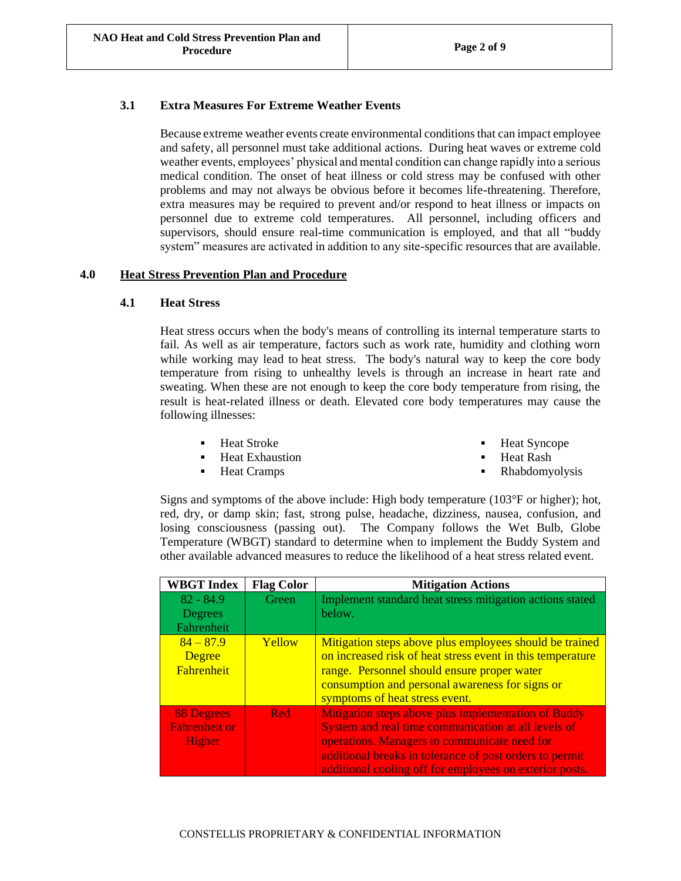### 3.1 Extra Measures For Extreme Weather Events

Because extreme weather events create environmental conditions that can impact employee and safety, all personnel must take additional actions. During heat waves or extreme cold weather events, employees' physical and mental condition can change rapidly into a serious medical condition. The onset of heat illness or cold stress may be confused with other problems and may not always be obvious before it becomes life-threatening. Therefore, extra measures may be required to prevent and/or respond to heat illness or impacts on personnel due to extreme cold temperatures. All personnel, including officers and supervisors, should ensure real-time communication is employed, and that all "buddy system" measures are activated in addition to any site-specific resources that are available.

## 4.0 Heat Stress Prevention Plan and Procedure

### 4.1 Heat Stress

Heat stress occurs when the body's means of controlling its internal temperature starts to fail. As well as air temperature, factors such as work rate, humidity and clothing worn while working may lead to heat stress. The body's natural way to keep the core body temperature from rising to unhealthy levels is through an increase in heart rate and sweating. When these are not enough to keep the core body temperature from rising, the result is heat-related illness or death. Elevated core body temperatures may cause the following illnesses:

- Heat Stroke
- Heat Exhaustion
- Heat Cramps
- Heat Syncope
- Heat Rash
- Rhabdomyolysis

Signs and symptoms of the above include: High body temperature (103°F or higher); hot, red, dry, or damp skin; fast, strong pulse, headache, dizziness, nausea, confusion, and losing consciousness (passing out). The Company follows the Wet Bulb, Globe Temperature (WBGT) standard to determine when to implement the Buddy System and other available advanced measures to reduce the likelihood of a heat stress related event.

| WBGT Index | Flag Color | Mitigation Actions |
|---|---|---|
| 82 - 84.9 Degrees Fahrenheit | Green | Implement standard heat stress mitigation actions stated below. |
| 84 – 87.9 Degree Fahrenheit | Yellow | Mitigation steps above plus employees should be trained on increased risk of heat stress event in this temperature range. Personnel should ensure proper water consumption and personal awareness for signs or symptoms of heat stress event. |
| 88 Degrees Fahrenheit or Higher | Red | Mitigation steps above plus implementation of Buddy System and real time communication at all levels of operations. Managers to communicate need for additional breaks in tolerance of post orders to permit additional cooling off for employees on exterior posts. |

CONSTELLIS PROPRIETARY & CONFIDENTIAL INFORMATION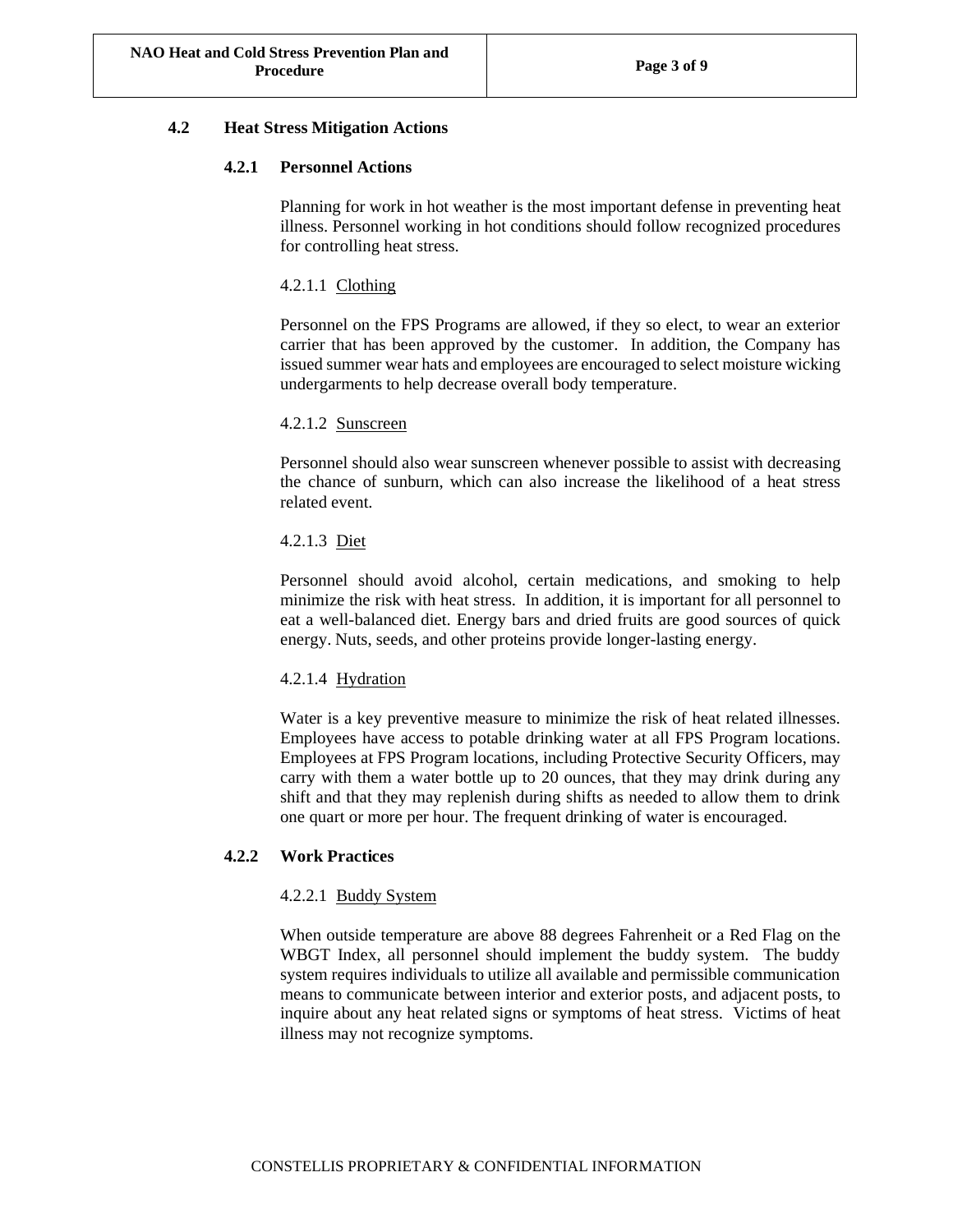## 4.2 Heat Stress Mitigation Actions

### 4.2.1 Personnel Actions

Planning for work in hot weather is the most important defense in preventing heat illness. Personnel working in hot conditions should follow recognized procedures for controlling heat stress.

#### 4.2.1.1 Clothing

Personnel on the FPS Programs are allowed, if they so elect, to wear an exterior carrier that has been approved by the customer. In addition, the Company has issued summer wear hats and employees are encouraged to select moisture wicking undergarments to help decrease overall body temperature.

#### 4.2.1.2 Sunscreen

Personnel should also wear sunscreen whenever possible to assist with decreasing the chance of sunburn, which can also increase the likelihood of a heat stress related event.

#### 4.2.1.3 Diet

Personnel should avoid alcohol, certain medications, and smoking to help minimize the risk with heat stress. In addition, it is important for all personnel to eat a well-balanced diet. Energy bars and dried fruits are good sources of quick energy. Nuts, seeds, and other proteins provide longer-lasting energy.

#### 4.2.1.4 Hydration

Water is a key preventive measure to minimize the risk of heat related illnesses. Employees have access to potable drinking water at all FPS Program locations. Employees at FPS Program locations, including Protective Security Officers, may carry with them a water bottle up to 20 ounces, that they may drink during any shift and that they may replenish during shifts as needed to allow them to drink one quart or more per hour. The frequent drinking of water is encouraged.

### 4.2.2 Work Practices

#### 4.2.2.1 Buddy System

When outside temperature are above 88 degrees Fahrenheit or a Red Flag on the WBGT Index, all personnel should implement the buddy system. The buddy system requires individuals to utilize all available and permissible communication means to communicate between interior and exterior posts, and adjacent posts, to inquire about any heat related signs or symptoms of heat stress. Victims of heat illness may not recognize symptoms.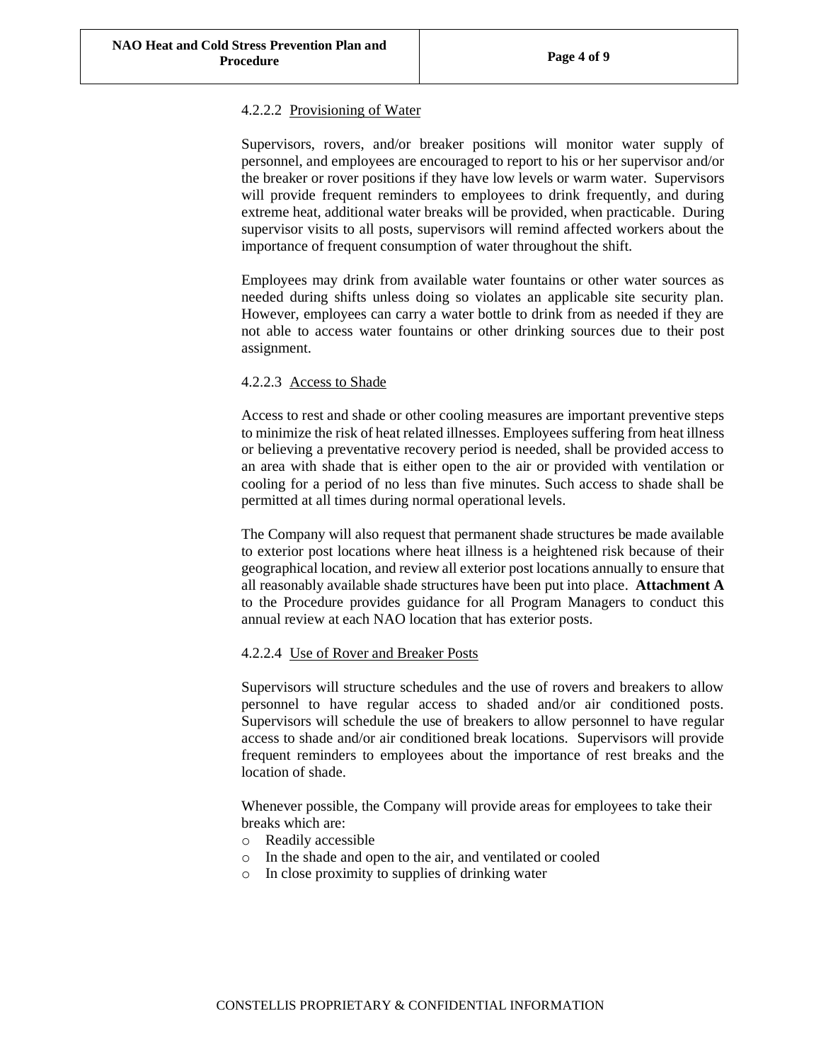#### 4.2.2.2 Provisioning of Water

Supervisors, rovers, and/or breaker positions will monitor water supply of personnel, and employees are encouraged to report to his or her supervisor and/or the breaker or rover positions if they have low levels or warm water. Supervisors will provide frequent reminders to employees to drink frequently, and during extreme heat, additional water breaks will be provided, when practicable. During supervisor visits to all posts, supervisors will remind affected workers about the importance of frequent consumption of water throughout the shift.

Employees may drink from available water fountains or other water sources as needed during shifts unless doing so violates an applicable site security plan. However, employees can carry a water bottle to drink from as needed if they are not able to access water fountains or other drinking sources due to their post assignment.

#### 4.2.2.3 Access to Shade

Access to rest and shade or other cooling measures are important preventive steps to minimize the risk of heat related illnesses. Employees suffering from heat illness or believing a preventative recovery period is needed, shall be provided access to an area with shade that is either open to the air or provided with ventilation or cooling for a period of no less than five minutes. Such access to shade shall be permitted at all times during normal operational levels.

The Company will also request that permanent shade structures be made available to exterior post locations where heat illness is a heightened risk because of their geographical location, and review all exterior post locations annually to ensure that all reasonably available shade structures have been put into place. **Attachment A** to the Procedure provides guidance for all Program Managers to conduct this annual review at each NAO location that has exterior posts.

#### 4.2.2.4 Use of Rover and Breaker Posts

Supervisors will structure schedules and the use of rovers and breakers to allow personnel to have regular access to shaded and/or air conditioned posts. Supervisors will schedule the use of breakers to allow personnel to have regular access to shade and/or air conditioned break locations. Supervisors will provide frequent reminders to employees about the importance of rest breaks and the location of shade.

Whenever possible, the Company will provide areas for employees to take their breaks which are:

- Readily accessible
- In the shade and open to the air, and ventilated or cooled
- In close proximity to supplies of drinking water

CONSTELLIS PROPRIETARY & CONFIDENTIAL INFORMATION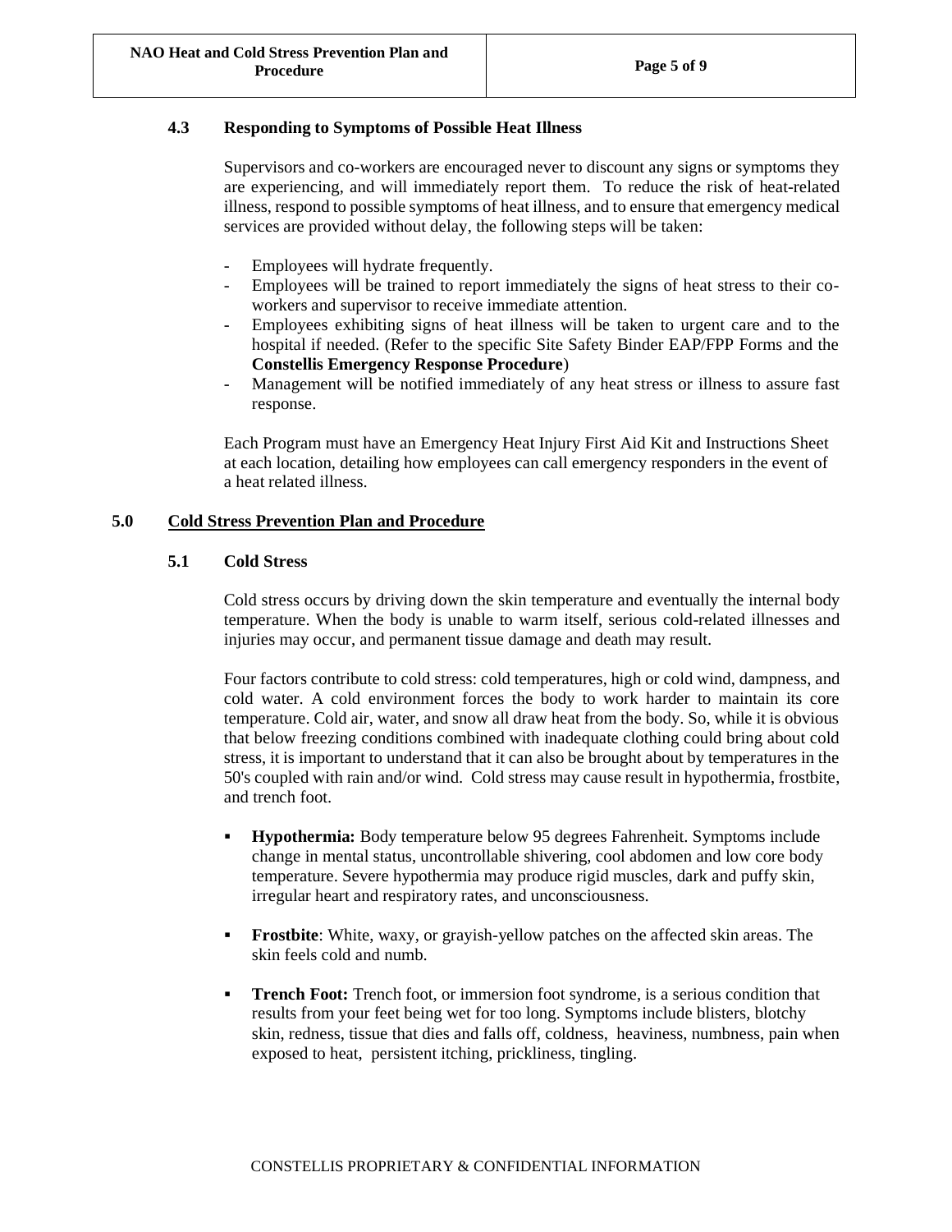### 4.3 Responding to Symptoms of Possible Heat Illness

Supervisors and co-workers are encouraged never to discount any signs or symptoms they are experiencing, and will immediately report them. To reduce the risk of heat-related illness, respond to possible symptoms of heat illness, and to ensure that emergency medical services are provided without delay, the following steps will be taken:

- Employees will hydrate frequently.
- Employees will be trained to report immediately the signs of heat stress to their co-workers and supervisor to receive immediate attention.
- Employees exhibiting signs of heat illness will be taken to urgent care and to the hospital if needed. (Refer to the specific Site Safety Binder EAP/FPP Forms and the **Constellis Emergency Response Procedure**)
- Management will be notified immediately of any heat stress or illness to assure fast response.

Each Program must have an Emergency Heat Injury First Aid Kit and Instructions Sheet at each location, detailing how employees can call emergency responders in the event of a heat related illness.

## 5.0 Cold Stress Prevention Plan and Procedure

### 5.1 Cold Stress

Cold stress occurs by driving down the skin temperature and eventually the internal body temperature. When the body is unable to warm itself, serious cold-related illnesses and injuries may occur, and permanent tissue damage and death may result.

Four factors contribute to cold stress: cold temperatures, high or cold wind, dampness, and cold water. A cold environment forces the body to work harder to maintain its core temperature. Cold air, water, and snow all draw heat from the body. So, while it is obvious that below freezing conditions combined with inadequate clothing could bring about cold stress, it is important to understand that it can also be brought about by temperatures in the 50's coupled with rain and/or wind. Cold stress may cause result in hypothermia, frostbite, and trench foot.

- **Hypothermia:** Body temperature below 95 degrees Fahrenheit. Symptoms include change in mental status, uncontrollable shivering, cool abdomen and low core body temperature. Severe hypothermia may produce rigid muscles, dark and puffy skin, irregular heart and respiratory rates, and unconsciousness.

- **Frostbite**: White, waxy, or grayish-yellow patches on the affected skin areas. The skin feels cold and numb.

- **Trench Foot:** Trench foot, or immersion foot syndrome, is a serious condition that results from your feet being wet for too long. Symptoms include blisters, blotchy skin, redness, tissue that dies and falls off, coldness, heaviness, numbness, pain when exposed to heat, persistent itching, prickliness, tingling.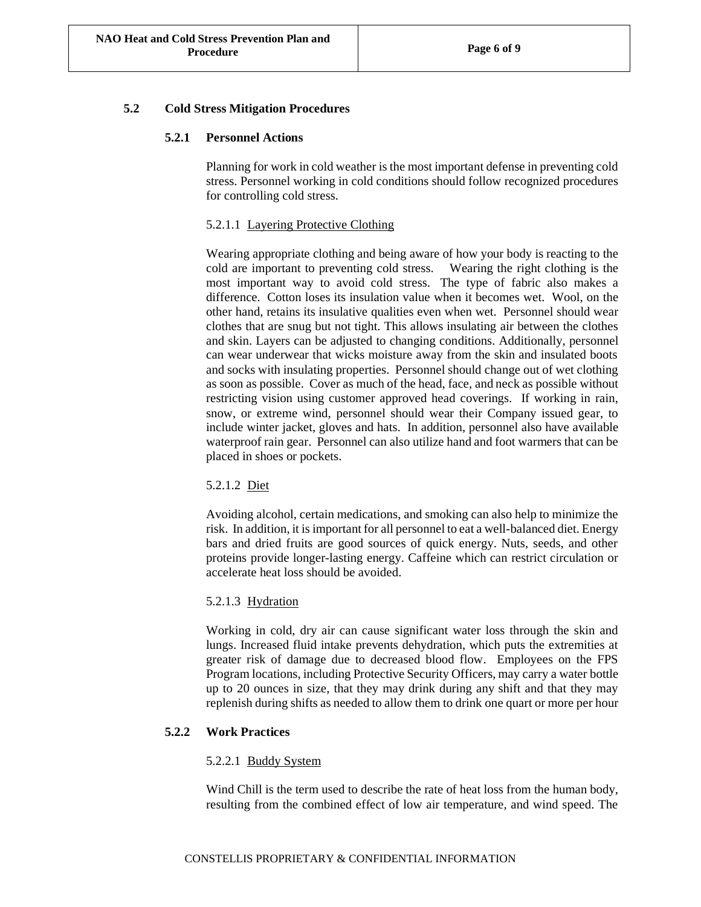## 5.2 Cold Stress Mitigation Procedures

### 5.2.1 Personnel Actions

Planning for work in cold weather is the most important defense in preventing cold stress. Personnel working in cold conditions should follow recognized procedures for controlling cold stress.

#### 5.2.1.1 Layering Protective Clothing

Wearing appropriate clothing and being aware of how your body is reacting to the cold are important to preventing cold stress. Wearing the right clothing is the most important way to avoid cold stress. The type of fabric also makes a difference. Cotton loses its insulation value when it becomes wet. Wool, on the other hand, retains its insulative qualities even when wet. Personnel should wear clothes that are snug but not tight. This allows insulating air between the clothes and skin. Layers can be adjusted to changing conditions. Additionally, personnel can wear underwear that wicks moisture away from the skin and insulated boots and socks with insulating properties. Personnel should change out of wet clothing as soon as possible. Cover as much of the head, face, and neck as possible without restricting vision using customer approved head coverings. If working in rain, snow, or extreme wind, personnel should wear their Company issued gear, to include winter jacket, gloves and hats. In addition, personnel also have available waterproof rain gear. Personnel can also utilize hand and foot warmers that can be placed in shoes or pockets.

#### 5.2.1.2 Diet

Avoiding alcohol, certain medications, and smoking can also help to minimize the risk. In addition, it is important for all personnel to eat a well-balanced diet. Energy bars and dried fruits are good sources of quick energy. Nuts, seeds, and other proteins provide longer-lasting energy. Caffeine which can restrict circulation or accelerate heat loss should be avoided.

#### 5.2.1.3 Hydration

Working in cold, dry air can cause significant water loss through the skin and lungs. Increased fluid intake prevents dehydration, which puts the extremities at greater risk of damage due to decreased blood flow. Employees on the FPS Program locations, including Protective Security Officers, may carry a water bottle up to 20 ounces in size, that they may drink during any shift and that they may replenish during shifts as needed to allow them to drink one quart or more per hour

### 5.2.2 Work Practices

#### 5.2.2.1 Buddy System

Wind Chill is the term used to describe the rate of heat loss from the human body, resulting from the combined effect of low air temperature, and wind speed. The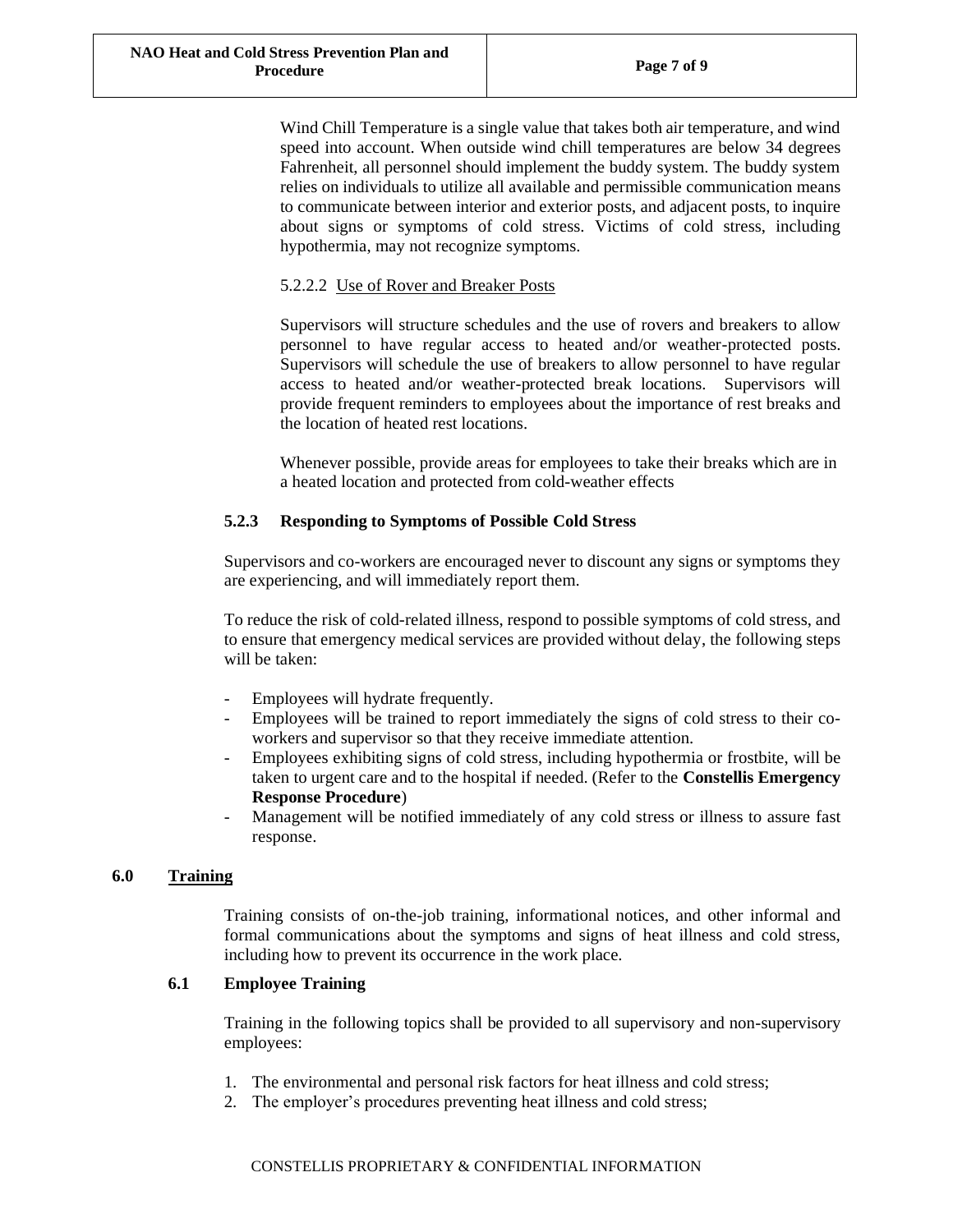Wind Chill Temperature is a single value that takes both air temperature, and wind speed into account. When outside wind chill temperatures are below 34 degrees Fahrenheit, all personnel should implement the buddy system. The buddy system relies on individuals to utilize all available and permissible communication means to communicate between interior and exterior posts, and adjacent posts, to inquire about signs or symptoms of cold stress. Victims of cold stress, including hypothermia, may not recognize symptoms.

5.2.2.2 Use of Rover and Breaker Posts

Supervisors will structure schedules and the use of rovers and breakers to allow personnel to have regular access to heated and/or weather-protected posts. Supervisors will schedule the use of breakers to allow personnel to have regular access to heated and/or weather-protected break locations. Supervisors will provide frequent reminders to employees about the importance of rest breaks and the location of heated rest locations.

Whenever possible, provide areas for employees to take their breaks which are in a heated location and protected from cold-weather effects

#### 5.2.3 Responding to Symptoms of Possible Cold Stress

Supervisors and co-workers are encouraged never to discount any signs or symptoms they are experiencing, and will immediately report them.

To reduce the risk of cold-related illness, respond to possible symptoms of cold stress, and to ensure that emergency medical services are provided without delay, the following steps will be taken:

- Employees will hydrate frequently.
- Employees will be trained to report immediately the signs of cold stress to their co-workers and supervisor so that they receive immediate attention.
- Employees exhibiting signs of cold stress, including hypothermia or frostbite, will be taken to urgent care and to the hospital if needed. (Refer to the **Constellis Emergency Response Procedure**)
- Management will be notified immediately of any cold stress or illness to assure fast response.

## 6.0 Training

Training consists of on-the-job training, informational notices, and other informal and formal communications about the symptoms and signs of heat illness and cold stress, including how to prevent its occurrence in the work place.

### 6.1 Employee Training

Training in the following topics shall be provided to all supervisory and non-supervisory employees:

1. The environmental and personal risk factors for heat illness and cold stress;
2. The employer's procedures preventing heat illness and cold stress;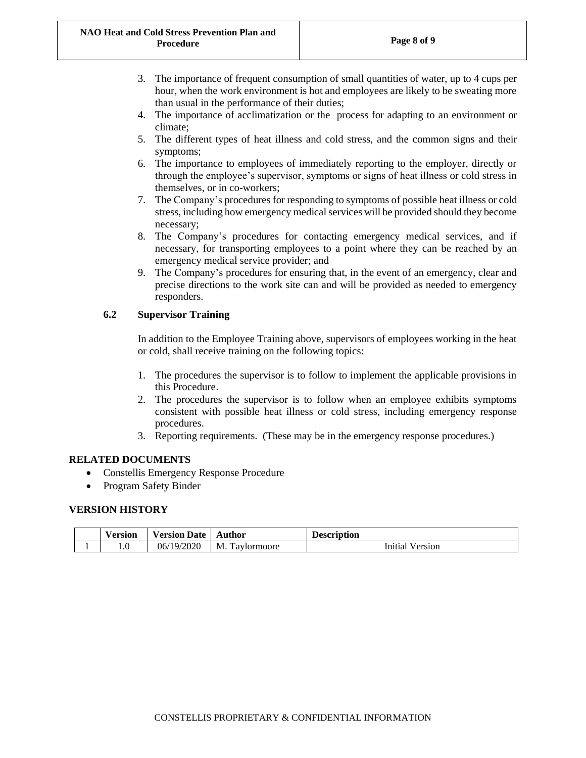3. The importance of frequent consumption of small quantities of water, up to 4 cups per hour, when the work environment is hot and employees are likely to be sweating more than usual in the performance of their duties;
4. The importance of acclimatization or the process for adapting to an environment or climate;
5. The different types of heat illness and cold stress, and the common signs and their symptoms;
6. The importance to employees of immediately reporting to the employer, directly or through the employee's supervisor, symptoms or signs of heat illness or cold stress in themselves, or in co-workers;
7. The Company's procedures for responding to symptoms of possible heat illness or cold stress, including how emergency medical services will be provided should they become necessary;
8. The Company's procedures for contacting emergency medical services, and if necessary, for transporting employees to a point where they can be reached by an emergency medical service provider; and
9. The Company's procedures for ensuring that, in the event of an emergency, clear and precise directions to the work site can and will be provided as needed to emergency responders.

### 6.2 Supervisor Training

In addition to the Employee Training above, supervisors of employees working in the heat or cold, shall receive training on the following topics:

1. The procedures the supervisor is to follow to implement the applicable provisions in this Procedure.
2. The procedures the supervisor is to follow when an employee exhibits symptoms consistent with possible heat illness or cold stress, including emergency response procedures.
3. Reporting requirements. (These may be in the emergency response procedures.)

## RELATED DOCUMENTS

- Constellis Emergency Response Procedure
- Program Safety Binder

## VERSION HISTORY

| | Version | Version Date | Author | Description |
|---|---|---|---|---|
| 1 | 1.0 | 06/19/2020 | M. Taylormoore | Initial Version |

CONSTELLIS PROPRIETARY & CONFIDENTIAL INFORMATION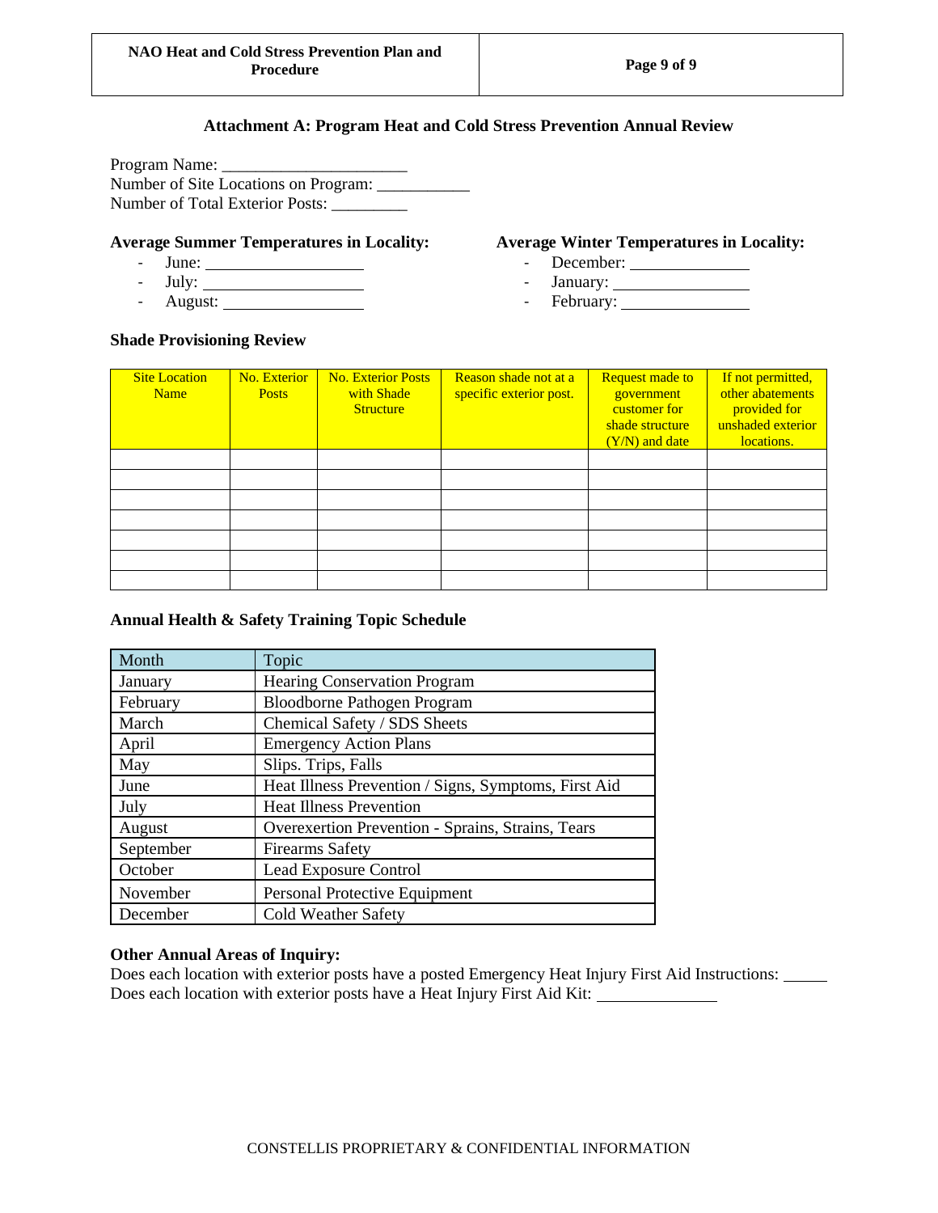### Attachment A: Program Heat and Cold Stress Prevention Annual Review

Program Name: ______________________
Number of Site Locations on Program: ___________
Number of Total Exterior Posts: _________

**Average Summer Temperatures in Locality:**

- June: __________________
- July: __________________
- August: ________________

**Average Winter Temperatures in Locality:**

- December: ______________
- January: ______________
- February: ______________

**Shade Provisioning Review**

| Site Location Name | No. Exterior Posts | No. Exterior Posts with Shade Structure | Reason shade not at a specific exterior post. | Request made to government customer for shade structure (Y/N) and date | If not permitted, other abatements provided for unshaded exterior locations. |
|---|---|---|---|---|---|
| | | | | | |
| | | | | | |
| | | | | | |
| | | | | | |
| | | | | | |
| | | | | | |
| | | | | | |

**Annual Health & Safety Training Topic Schedule**

| Month | Topic |
|---|---|
| January | Hearing Conservation Program |
| February | Bloodborne Pathogen Program |
| March | Chemical Safety / SDS Sheets |
| April | Emergency Action Plans |
| May | Slips. Trips, Falls |
| June | Heat Illness Prevention / Signs, Symptoms, First Aid |
| July | Heat Illness Prevention |
| August | Overexertion Prevention - Sprains, Strains, Tears |
| September | Firearms Safety |
| October | Lead Exposure Control |
| November | Personal Protective Equipment |
| December | Cold Weather Safety |

**Other Annual Areas of Inquiry:**

Does each location with exterior posts have a posted Emergency Heat Injury First Aid Instructions: _____
Does each location with exterior posts have a Heat Injury First Aid Kit: ______________

CONSTELLIS PROPRIETARY & CONFIDENTIAL INFORMATION